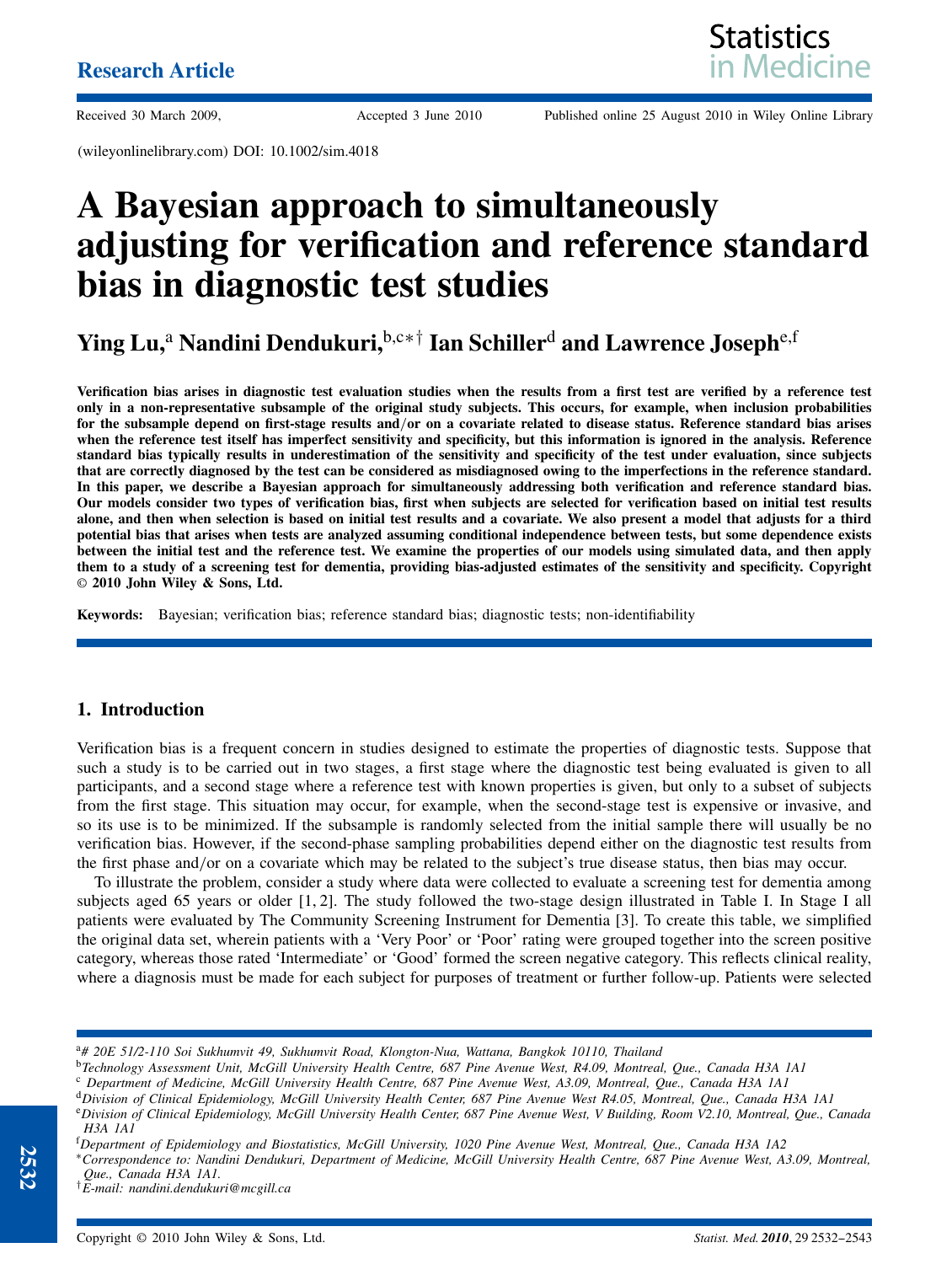Research Article

Received 30 March 2009, Accepted 3 June 2010 Published online 25 August 2010 in Wiley Online Library

(wileyonlinelibrary.com) DOI: 10.1002/sim.4018

# A Bayesian approach to simultaneously adjusting for verification and reference standard bias in diagnostic test studies

## Ying Lu,[a] Nandini Dendukuri,[b,c*†] Ian Schiller[d] and Lawrence Joseph[e,f]

**Verification bias arises in diagnostic test evaluation studies when the results from a first test are verified by a reference test only in a non-representative subsample of the original study subjects. This occurs, for example, when inclusion probabilities for the subsample depend on first-stage results and/or on a covariate related to disease status. Reference standard bias arises when the reference test itself has imperfect sensitivity and specificity, but this information is ignored in the analysis. Reference standard bias typically results in underestimation of the sensitivity and specificity of the test under evaluation, since subjects that are correctly diagnosed by the test can be considered as misdiagnosed owing to the imperfections in the reference standard. In this paper, we describe a Bayesian approach for simultaneously addressing both verification and reference standard bias. Our models consider two types of verification bias, first when subjects are selected for verification based on initial test results alone, and then when selection is based on initial test results and a covariate. We also present a model that adjusts for a third potential bias that arises when tests are analyzed assuming conditional independence between tests, but some dependence exists between the initial test and the reference test. We examine the properties of our models using simulated data, and then apply them to a study of a screening test for dementia, providing bias-adjusted estimates of the sensitivity and specificity. Copyright © 2010 John Wiley & Sons, Ltd.**

**Keywords:** Bayesian; verification bias; reference standard bias; diagnostic tests; non-identifiability

## 1. Introduction

Verification bias is a frequent concern in studies designed to estimate the properties of diagnostic tests. Suppose that such a study is to be carried out in two stages, a first stage where the diagnostic test being evaluated is given to all participants, and a second stage where a reference test with known properties is given, but only to a subset of subjects from the first stage. This situation may occur, for example, when the second-stage test is expensive or invasive, and so its use is to be minimized. If the subsample is randomly selected from the initial sample there will usually be no verification bias. However, if the second-phase sampling probabilities depend either on the diagnostic test results from the first phase and/or on a covariate which may be related to the subject's true disease status, then bias may occur.

To illustrate the problem, consider a study where data were collected to evaluate a screening test for dementia among subjects aged 65 years or older [1, 2]. The study followed the two-stage design illustrated in Table I. In Stage I all patients were evaluated by The Community Screening Instrument for Dementia [3]. To create this table, we simplified the original data set, wherein patients with a 'Very Poor' or 'Poor' rating were grouped together into the screen positive category, whereas those rated 'Intermediate' or 'Good' formed the screen negative category. This reflects clinical reality, where a diagnosis must be made for each subject for purposes of treatment or further follow-up. Patients were selected

---

[a] *# 20E 51/2-110 Soi Sukhumvit 49, Sukhumvit Road, Klongton-Nua, Wattana, Bangkok 10110, Thailand*

[b] *Technology Assessment Unit, McGill University Health Centre, 687 Pine Avenue West, R4.09, Montreal, Que., Canada H3A 1A1*

[c] *Department of Medicine, McGill University Health Centre, 687 Pine Avenue West, A3.09, Montreal, Que., Canada H3A 1A1*

[d] *Division of Clinical Epidemiology, McGill University Health Center, 687 Pine Avenue West R4.05, Montreal, Que., Canada H3A 1A1*

[e] *Division of Clinical Epidemiology, McGill University Health Center, 687 Pine Avenue West, V Building, Room V2.10, Montreal, Que., Canada H3A 1A1*

[f] *Department of Epidemiology and Biostatistics, McGill University, 1020 Pine Avenue West, Montreal, Que., Canada H3A 1A2*

*Correspondence to: Nandini Dendukuri, Department of Medicine, McGill University Health Centre, 687 Pine Avenue West, A3.09, Montreal, Que., Canada H3A 1A1.

† *E-mail: nandini.dendukuri@mcgill.ca*

Copyright © 2010 John Wiley & Sons, Ltd.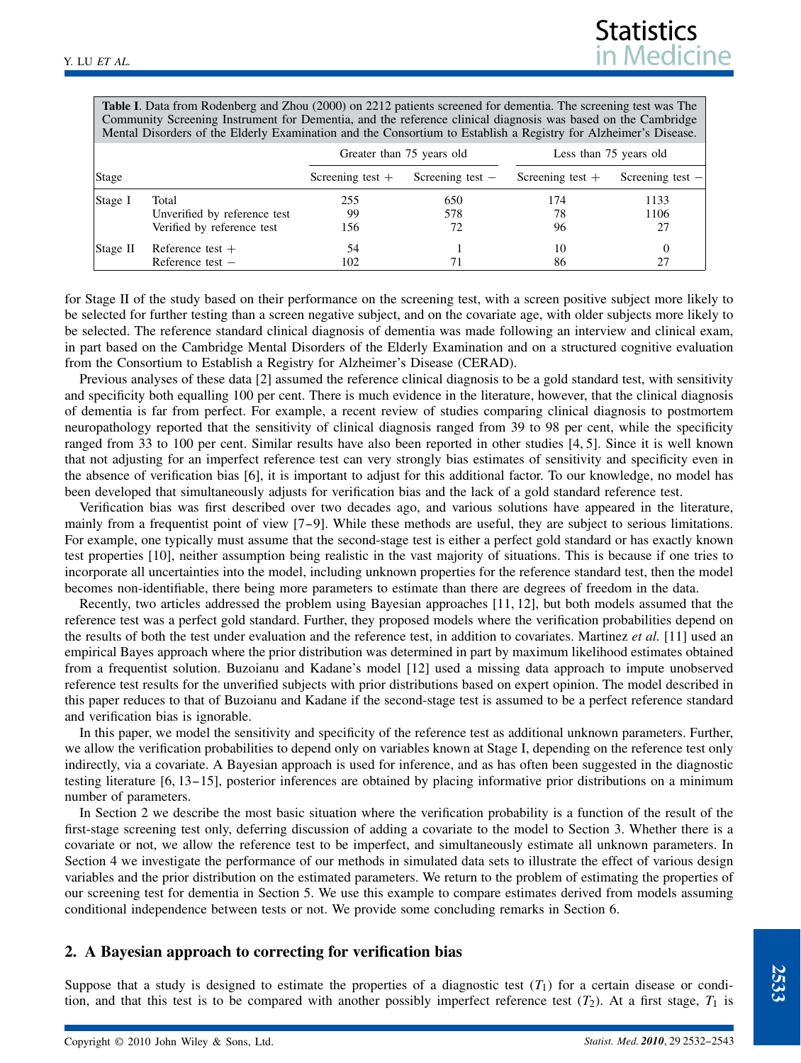**Table I**. Data from Rodenberg and Zhou (2000) on 2212 patients screened for dementia. The screening test was The Community Screening Instrument for Dementia, and the reference clinical diagnosis was based on the Cambridge Mental Disorders of the Elderly Examination and the Consortium to Establish a Registry for Alzheimer's Disease.

| Stage | | Greater than 75 years old | | Less than 75 years old | |
|---|---|---|---|---|---|
| | | Screening test + | Screening test − | Screening test + | Screening test − |
| Stage I | Total | 255 | 650 | 174 | 1133 |
| | Unverified by reference test | 99 | 578 | 78 | 1106 |
| | Verified by reference test | 156 | 72 | 96 | 27 |
| Stage II | Reference test + | 54 | 1 | 10 | 0 |
| | Reference test − | 102 | 71 | 86 | 27 |

for Stage II of the study based on their performance on the screening test, with a screen positive subject more likely to be selected for further testing than a screen negative subject, and on the covariate age, with older subjects more likely to be selected. The reference standard clinical diagnosis of dementia was made following an interview and clinical exam, in part based on the Cambridge Mental Disorders of the Elderly Examination and on a structured cognitive evaluation from the Consortium to Establish a Registry for Alzheimer's Disease (CERAD).

Previous analyses of these data [2] assumed the reference clinical diagnosis to be a gold standard test, with sensitivity and specificity both equalling 100 per cent. There is much evidence in the literature, however, that the clinical diagnosis of dementia is far from perfect. For example, a recent review of studies comparing clinical diagnosis to postmortem neuropathology reported that the sensitivity of clinical diagnosis ranged from 39 to 98 per cent, while the specificity ranged from 33 to 100 per cent. Similar results have also been reported in other studies [4, 5]. Since it is well known that not adjusting for an imperfect reference test can very strongly bias estimates of sensitivity and specificity even in the absence of verification bias [6], it is important to adjust for this additional factor. To our knowledge, no model has been developed that simultaneously adjusts for verification bias and the lack of a gold standard reference test.

Verification bias was first described over two decades ago, and various solutions have appeared in the literature, mainly from a frequentist point of view [7–9]. While these methods are useful, they are subject to serious limitations. For example, one typically must assume that the second-stage test is either a perfect gold standard or has exactly known test properties [10], neither assumption being realistic in the vast majority of situations. This is because if one tries to incorporate all uncertainties into the model, including unknown properties for the reference standard test, then the model becomes non-identifiable, there being more parameters to estimate than there are degrees of freedom in the data.

Recently, two articles addressed the problem using Bayesian approaches [11, 12], but both models assumed that the reference test was a perfect gold standard. Further, they proposed models where the verification probabilities depend on the results of both the test under evaluation and the reference test, in addition to covariates. Martinez *et al.* [11] used an empirical Bayes approach where the prior distribution was determined in part by maximum likelihood estimates obtained from a frequentist solution. Buzoianu and Kadane's model [12] used a missing data approach to impute unobserved reference test results for the unverified subjects with prior distributions based on expert opinion. The model described in this paper reduces to that of Buzoianu and Kadane if the second-stage test is assumed to be a perfect reference standard and verification bias is ignorable.

In this paper, we model the sensitivity and specificity of the reference test as additional unknown parameters. Further, we allow the verification probabilities to depend only on variables known at Stage I, depending on the reference test only indirectly, via a covariate. A Bayesian approach is used for inference, and as has often been suggested in the diagnostic testing literature [6, 13–15], posterior inferences are obtained by placing informative prior distributions on a minimum number of parameters.

In Section 2 we describe the most basic situation where the verification probability is a function of the result of the first-stage screening test only, deferring discussion of adding a covariate to the model to Section 3. Whether there is a covariate or not, we allow the reference test to be imperfect, and simultaneously estimate all unknown parameters. In Section 4 we investigate the performance of our methods in simulated data sets to illustrate the effect of various design variables and the prior distribution on the estimated parameters. We return to the problem of estimating the properties of our screening test for dementia in Section 5. We use this example to compare estimates derived from models assuming conditional independence between tests or not. We provide some concluding remarks in Section 6.

## 2. A Bayesian approach to correcting for verification bias

Suppose that a study is designed to estimate the properties of a diagnostic test ($T_1$) for a certain disease or condition, and that this test is to be compared with another possibly imperfect reference test ($T_2$). At a first stage, $T_1$ is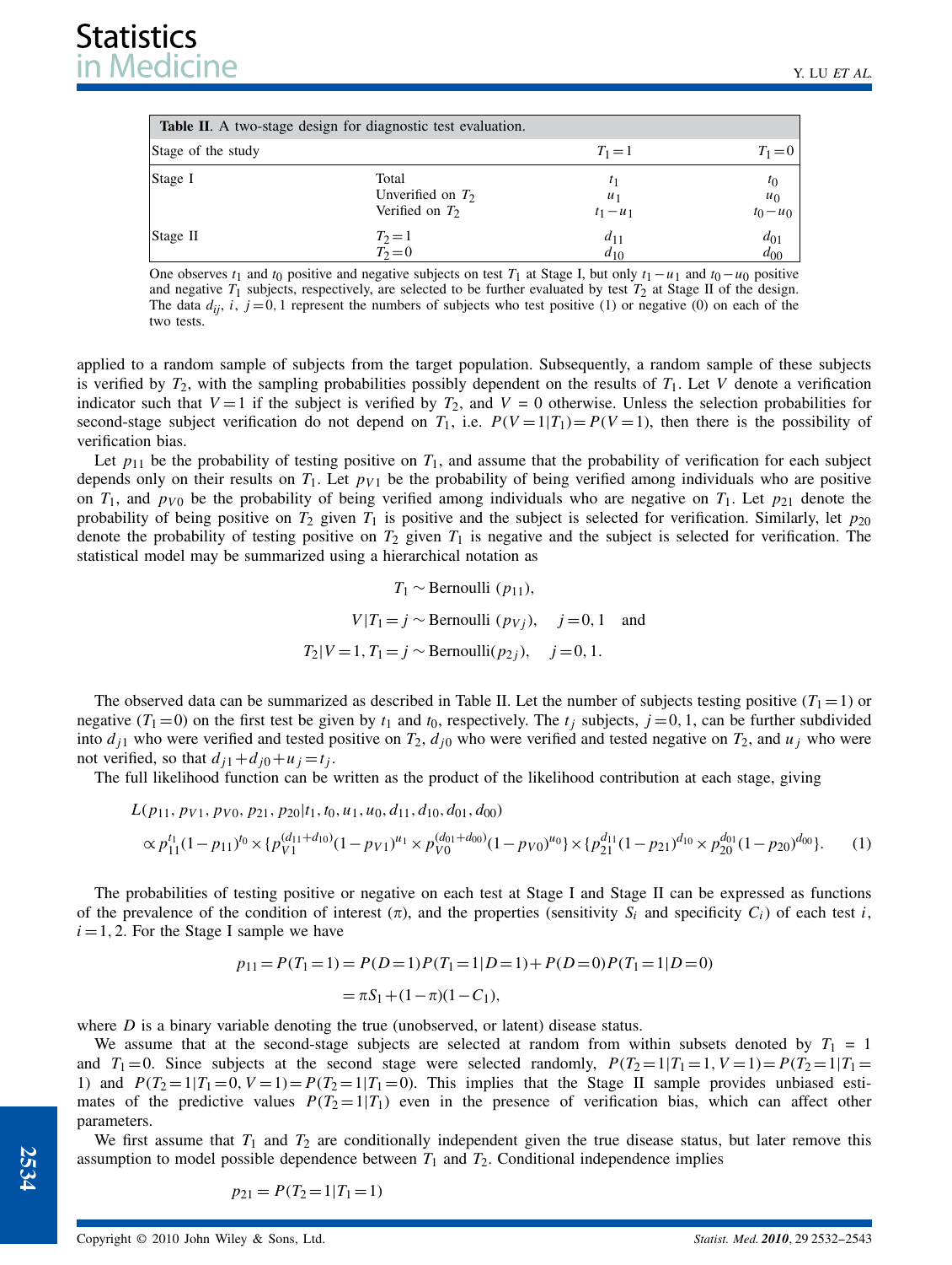**Table II**. A two-stage design for diagnostic test evaluation.

| Stage of the study | | $T_1=1$ | $T_1=0$ |
|---|---|---|---|
| Stage I | Total | $t_1$ | $t_0$ |
| | Unverified on $T_2$ | $u_1$ | $u_0$ |
| | Verified on $T_2$ | $t_1-u_1$ | $t_0-u_0$ |
| Stage II | $T_2=1$ | $d_{11}$ | $d_{01}$ |
| | $T_2=0$ | $d_{10}$ | $d_{00}$ |

One observes $t_1$ and $t_0$ positive and negative subjects on test $T_1$ at Stage I, but only $t_1-u_1$ and $t_0-u_0$ positive and negative $T_1$ subjects, respectively, are selected to be further evaluated by test $T_2$ at Stage II of the design. The data $d_{ij}$, $i$, $j=0,1$ represent the numbers of subjects who test positive (1) or negative (0) on each of the two tests.

applied to a random sample of subjects from the target population. Subsequently, a random sample of these subjects is verified by $T_2$, with the sampling probabilities possibly dependent on the results of $T_1$. Let $V$ denote a verification indicator such that $V=1$ if the subject is verified by $T_2$, and $V=0$ otherwise. Unless the selection probabilities for second-stage subject verification do not depend on $T_1$, i.e. $P(V=1|T_1)=P(V=1)$, then there is the possibility of verification bias.

Let $p_{11}$ be the probability of testing positive on $T_1$, and assume that the probability of verification for each subject depends only on their results on $T_1$. Let $p_{V1}$ be the probability of being verified among individuals who are positive on $T_1$, and $p_{V0}$ be the probability of being verified among individuals who are negative on $T_1$. Let $p_{21}$ denote the probability of being positive on $T_2$ given $T_1$ is positive and the subject is selected for verification. Similarly, let $p_{20}$ denote the probability of testing positive on $T_2$ given $T_1$ is negative and the subject is selected for verification. The statistical model may be summarized using a hierarchical notation as

$$T_1 \sim \text{Bernoulli}\ (p_{11}),$$

$$V|T_1=j \sim \text{Bernoulli}\ (p_{Vj}), \quad j=0,1 \quad \text{and}$$

$$T_2|V=1, T_1=j \sim \text{Bernoulli}(p_{2j}), \quad j=0,1.$$

The observed data can be summarized as described in Table II. Let the number of subjects testing positive ($T_1=1$) or negative ($T_1=0$) on the first test be given by $t_1$ and $t_0$, respectively. The $t_j$ subjects, $j=0,1$, can be further subdivided into $d_{j1}$ who were verified and tested positive on $T_2$, $d_{j0}$ who were verified and tested negative on $T_2$, and $u_j$ who were not verified, so that $d_{j1}+d_{j0}+u_j=t_j$.

The full likelihood function can be written as the product of the likelihood contribution at each stage, giving

$$L(p_{11}, p_{V1}, p_{V0}, p_{21}, p_{20}|t_1, t_0, u_1, u_0, d_{11}, d_{10}, d_{01}, d_{00})$$
$$\propto p_{11}^{t_1}(1-p_{11})^{t_0} \times \{p_{V1}^{(d_{11}+d_{10})}(1-p_{V1})^{u_1} \times p_{V0}^{(d_{01}+d_{00})}(1-p_{V0})^{u_0}\} \times \{p_{21}^{d_{11}}(1-p_{21})^{d_{10}} \times p_{20}^{d_{01}}(1-p_{20})^{d_{00}}\}. \quad (1)$$

The probabilities of testing positive or negative on each test at Stage I and Stage II can be expressed as functions of the prevalence of the condition of interest ($\pi$), and the properties (sensitivity $S_i$ and specificity $C_i$) of each test $i$, $i=1,2$. For the Stage I sample we have

$$p_{11} = P(T_1=1) = P(D=1)P(T_1=1|D=1) + P(D=0)P(T_1=1|D=0)$$
$$= \pi S_1 + (1-\pi)(1-C_1),$$

where $D$ is a binary variable denoting the true (unobserved, or latent) disease status.

We assume that at the second-stage subjects are selected at random from within subsets denoted by $T_1=1$ and $T_1=0$. Since subjects at the second stage were selected randomly, $P(T_2=1|T_1=1, V=1)=P(T_2=1|T_1=1)$ and $P(T_2=1|T_1=0, V=1)=P(T_2=1|T_1=0)$. This implies that the Stage II sample provides unbiased estimates of the predictive values $P(T_2=1|T_1)$ even in the presence of verification bias, which can affect other parameters.

We first assume that $T_1$ and $T_2$ are conditionally independent given the true disease status, but later remove this assumption to model possible dependence between $T_1$ and $T_2$. Conditional independence implies

$$p_{21} = P(T_2=1|T_1=1)$$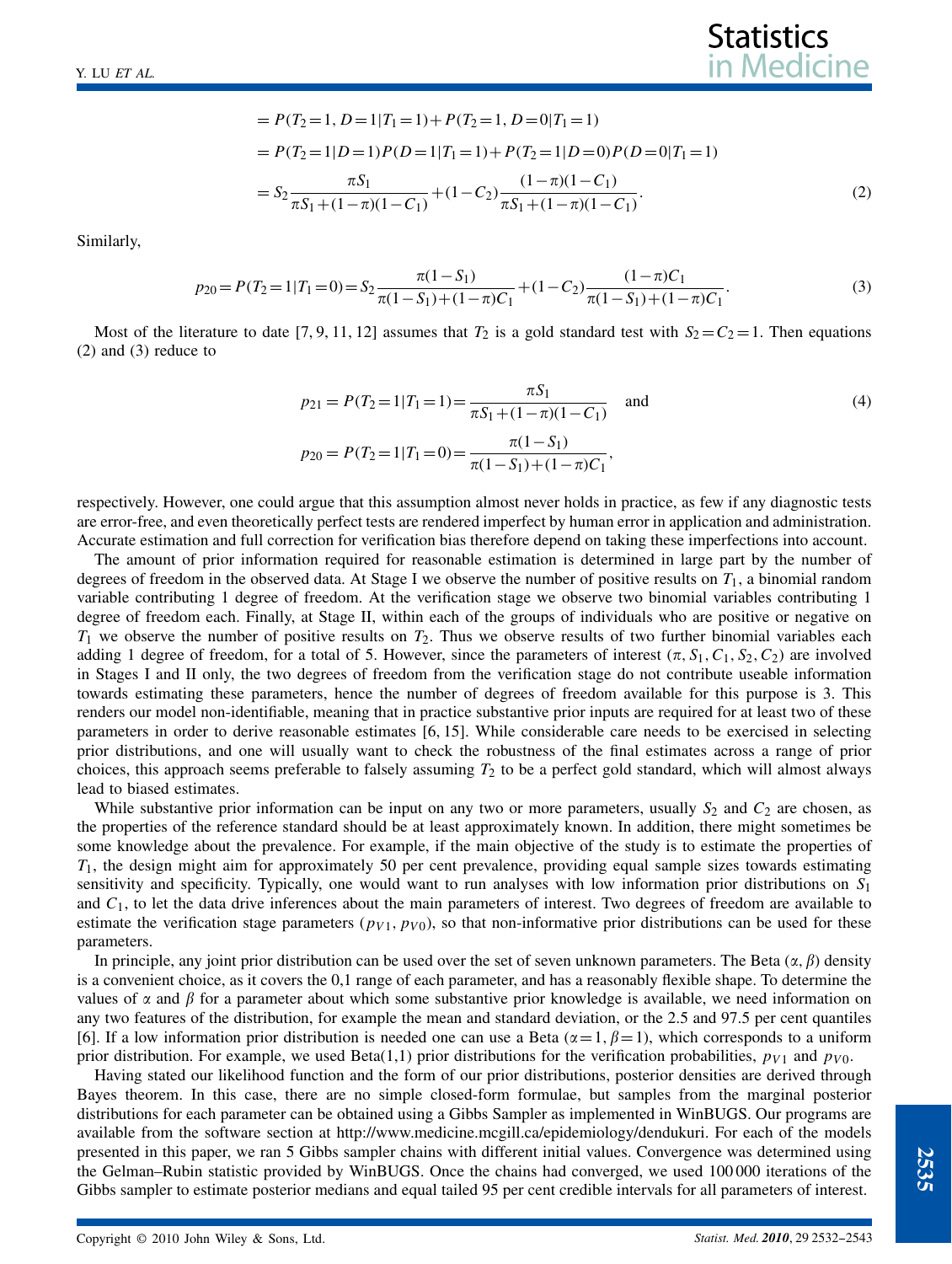$$= P(T_2=1, D=1|T_1=1)+P(T_2=1, D=0|T_1=1)$$

$$= P(T_2=1|D=1)P(D=1|T_1=1)+P(T_2=1|D=0)P(D=0|T_1=1)$$

$$= S_2\frac{\pi S_1}{\pi S_1+(1-\pi)(1-C_1)}+(1-C_2)\frac{(1-\pi)(1-C_1)}{\pi S_1+(1-\pi)(1-C_1)}. \tag{2}$$

Similarly,

$$p_{20}=P(T_2=1|T_1=0)=S_2\frac{\pi(1-S_1)}{\pi(1-S_1)+(1-\pi)C_1}+(1-C_2)\frac{(1-\pi)C_1}{\pi(1-S_1)+(1-\pi)C_1}. \tag{3}$$

Most of the literature to date [7, 9, 11, 12] assumes that $T_2$ is a gold standard test with $S_2=C_2=1$. Then equations (2) and (3) reduce to

$$p_{21}=P(T_2=1|T_1=1)=\frac{\pi S_1}{\pi S_1+(1-\pi)(1-C_1)} \quad \text{and} \tag{4}$$

$$p_{20}=P(T_2=1|T_1=0)=\frac{\pi(1-S_1)}{\pi(1-S_1)+(1-\pi)C_1},$$

respectively. However, one could argue that this assumption almost never holds in practice, as few if any diagnostic tests are error-free, and even theoretically perfect tests are rendered imperfect by human error in application and administration. Accurate estimation and full correction for verification bias therefore depend on taking these imperfections into account.

The amount of prior information required for reasonable estimation is determined in large part by the number of degrees of freedom in the observed data. At Stage I we observe the number of positive results on $T_1$, a binomial random variable contributing 1 degree of freedom. At the verification stage we observe two binomial variables contributing 1 degree of freedom each. Finally, at Stage II, within each of the groups of individuals who are positive or negative on $T_1$ we observe the number of positive results on $T_2$. Thus we observe results of two further binomial variables each adding 1 degree of freedom, for a total of 5. However, since the parameters of interest ($\pi, S_1, C_1, S_2, C_2$) are involved in Stages I and II only, the two degrees of freedom from the verification stage do not contribute useable information towards estimating these parameters, hence the number of degrees of freedom available for this purpose is 3. This renders our model non-identifiable, meaning that in practice substantive prior inputs are required for at least two of these parameters in order to derive reasonable estimates [6, 15]. While considerable care needs to be exercised in selecting prior distributions, and one will usually want to check the robustness of the final estimates across a range of prior choices, this approach seems preferable to falsely assuming $T_2$ to be a perfect gold standard, which will almost always lead to biased estimates.

While substantive prior information can be input on any two or more parameters, usually $S_2$ and $C_2$ are chosen, as the properties of the reference standard should be at least approximately known. In addition, there might sometimes be some knowledge about the prevalence. For example, if the main objective of the study is to estimate the properties of $T_1$, the design might aim for approximately 50 per cent prevalence, providing equal sample sizes towards estimating sensitivity and specificity. Typically, one would want to run analyses with low information prior distributions on $S_1$ and $C_1$, to let the data drive inferences about the main parameters of interest. Two degrees of freedom are available to estimate the verification stage parameters ($p_{V1}$, $p_{V0}$), so that non-informative prior distributions can be used for these parameters.

In principle, any joint prior distribution can be used over the set of seven unknown parameters. The Beta ($\alpha, \beta$) density is a convenient choice, as it covers the 0,1 range of each parameter, and has a reasonably flexible shape. To determine the values of $\alpha$ and $\beta$ for a parameter about which some substantive prior knowledge is available, we need information on any two features of the distribution, for example the mean and standard deviation, or the 2.5 and 97.5 per cent quantiles [6]. If a low information prior distribution is needed one can use a Beta ($\alpha=1, \beta=1$), which corresponds to a uniform prior distribution. For example, we used Beta(1,1) prior distributions for the verification probabilities, $p_{V1}$ and $p_{V0}$.

Having stated our likelihood function and the form of our prior distributions, posterior densities are derived through Bayes theorem. In this case, there are no simple closed-form formulae, but samples from the marginal posterior distributions for each parameter can be obtained using a Gibbs Sampler as implemented in WinBUGS. Our programs are available from the software section at http://www.medicine.mcgill.ca/epidemiology/dendukuri. For each of the models presented in this paper, we ran 5 Gibbs sampler chains with different initial values. Convergence was determined using the Gelman–Rubin statistic provided by WinBUGS. Once the chains had converged, we used 100 000 iterations of the Gibbs sampler to estimate posterior medians and equal tailed 95 per cent credible intervals for all parameters of interest.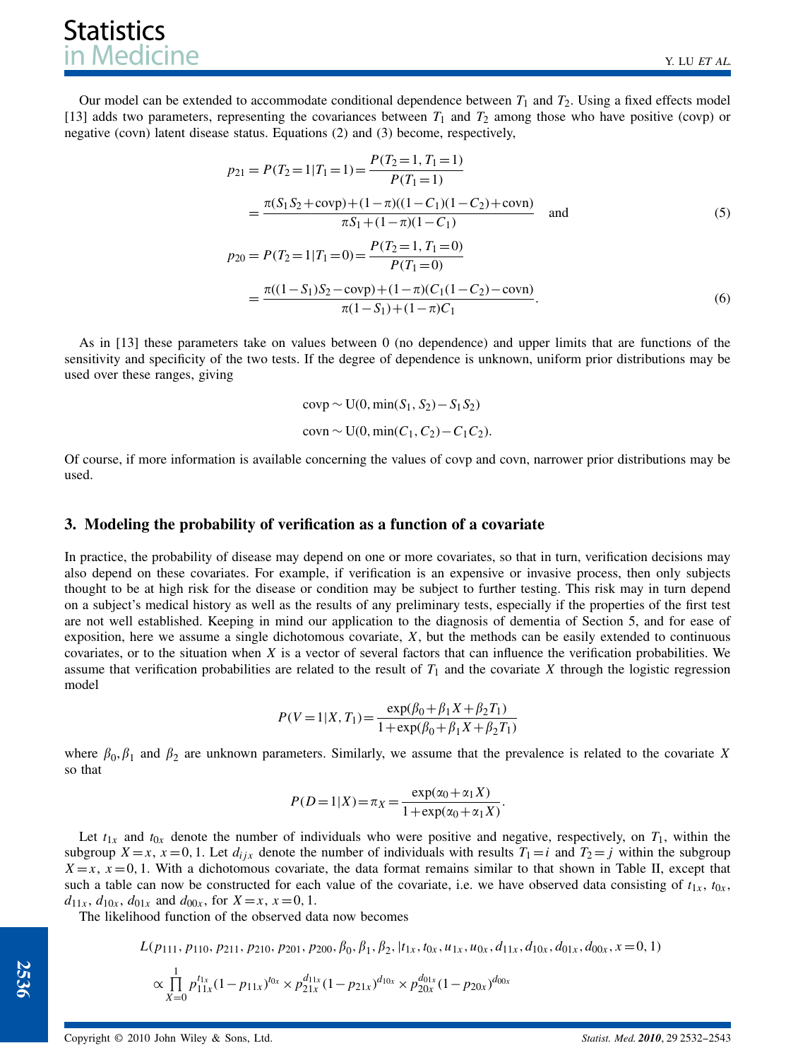Our model can be extended to accommodate conditional dependence between $T_1$ and $T_2$. Using a fixed effects model [13] adds two parameters, representing the covariances between $T_1$ and $T_2$ among those who have positive (covp) or negative (covn) latent disease status. Equations (2) and (3) become, respectively,

$$
\begin{aligned}
p_{21} = P(T_2=1|T_1=1) &= \frac{P(T_2=1, T_1=1)}{P(T_1=1)} \\
&= \frac{\pi(S_1 S_2 + \text{covp}) + (1-\pi)((1-C_1)(1-C_2) + \text{covn})}{\pi S_1 + (1-\pi)(1-C_1)} \quad \text{and} \qquad (5)
\end{aligned}
$$

$$
\begin{aligned}
p_{20} = P(T_2=1|T_1=0) &= \frac{P(T_2=1, T_1=0)}{P(T_1=0)} \\
&= \frac{\pi((1-S_1)S_2 - \text{covp}) + (1-\pi)(C_1(1-C_2) - \text{covn})}{\pi(1-S_1) + (1-\pi)C_1}. \qquad (6)
\end{aligned}
$$

As in [13] these parameters take on values between 0 (no dependence) and upper limits that are functions of the sensitivity and specificity of the two tests. If the degree of dependence is unknown, uniform prior distributions may be used over these ranges, giving

$$
\text{covp} \sim \text{U}(0, \min(S_1, S_2) - S_1 S_2)
$$

$$
\text{covn} \sim \text{U}(0, \min(C_1, C_2) - C_1 C_2).
$$

Of course, if more information is available concerning the values of covp and covn, narrower prior distributions may be used.

## 3. Modeling the probability of verification as a function of a covariate

In practice, the probability of disease may depend on one or more covariates, so that in turn, verification decisions may also depend on these covariates. For example, if verification is an expensive or invasive process, then only subjects thought to be at high risk for the disease or condition may be subject to further testing. This risk may in turn depend on a subject's medical history as well as the results of any preliminary tests, especially if the properties of the first test are not well established. Keeping in mind our application to the diagnosis of dementia of Section 5, and for ease of exposition, here we assume a single dichotomous covariate, $X$, but the methods can be easily extended to continuous covariates, or to the situation when $X$ is a vector of several factors that can influence the verification probabilities. We assume that verification probabilities are related to the result of $T_1$ and the covariate $X$ through the logistic regression model

$$
P(V=1|X, T_1) = \frac{\exp(\beta_0 + \beta_1 X + \beta_2 T_1)}{1 + \exp(\beta_0 + \beta_1 X + \beta_2 T_1)}
$$

where $\beta_0, \beta_1$ and $\beta_2$ are unknown parameters. Similarly, we assume that the prevalence is related to the covariate $X$ so that

$$
P(D=1|X) = \pi_X = \frac{\exp(\alpha_0 + \alpha_1 X)}{1 + \exp(\alpha_0 + \alpha_1 X)}.
$$

Let $t_{1x}$ and $t_{0x}$ denote the number of individuals who were positive and negative, respectively, on $T_1$, within the subgroup $X=x$, $x=0,1$. Let $d_{ijx}$ denote the number of individuals with results $T_1=i$ and $T_2=j$ within the subgroup $X=x$, $x=0,1$. With a dichotomous covariate, the data format remains similar to that shown in Table II, except that such a table can now be constructed for each value of the covariate, i.e. we have observed data consisting of $t_{1x}$, $t_{0x}$, $d_{11x}$, $d_{10x}$, $d_{01x}$ and $d_{00x}$, for $X=x$, $x=0,1$.

The likelihood function of the observed data now becomes

$$
\begin{aligned}
&L(p_{111}, p_{110}, p_{211}, p_{210}, p_{201}, p_{200}, \beta_0, \beta_1, \beta_2, |t_{1x}, t_{0x}, u_{1x}, u_{0x}, d_{11x}, d_{10x}, d_{01x}, d_{00x}, x=0,1) \\
&\propto \prod_{X=0}^{1} p_{11x}^{t_{1x}} (1-p_{11x})^{t_{0x}} \times p_{21x}^{d_{11x}} (1-p_{21x})^{d_{10x}} \times p_{20x}^{d_{01x}} (1-p_{20x})^{d_{00x}}
\end{aligned}
$$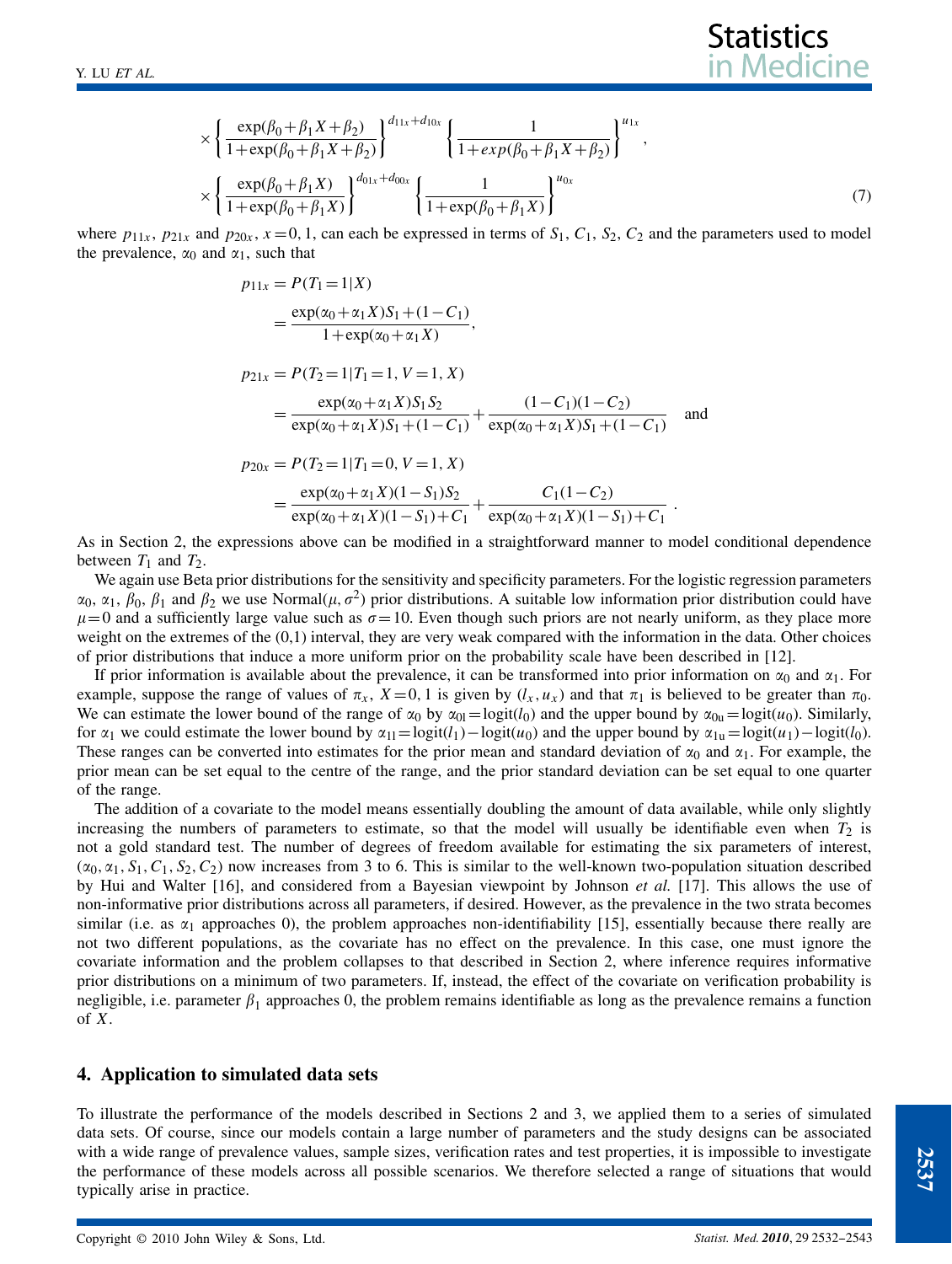$$\times \left\{ \frac{\exp(\beta_0+\beta_1 X+\beta_2)}{1+\exp(\beta_0+\beta_1 X+\beta_2)} \right\}^{d_{11x}+d_{10x}} \left\{ \frac{1}{1+exp(\beta_0+\beta_1 X+\beta_2)} \right\}^{u_{1x}},$$

$$\times \left\{ \frac{\exp(\beta_0+\beta_1 X)}{1+\exp(\beta_0+\beta_1 X)} \right\}^{d_{01x}+d_{00x}} \left\{ \frac{1}{1+\exp(\beta_0+\beta_1 X)} \right\}^{u_{0x}} \tag{7}$$

where $p_{11x}$, $p_{21x}$ and $p_{20x}$, $x=0,1$, can each be expressed in terms of $S_1$, $C_1$, $S_2$, $C_2$ and the parameters used to model the prevalence, $\alpha_0$ and $\alpha_1$, such that

$$\begin{aligned}
p_{11x} &= P(T_1=1|X)\\
&= \frac{\exp(\alpha_0+\alpha_1 X)S_1+(1-C_1)}{1+\exp(\alpha_0+\alpha_1 X)},\\[1em]
p_{21x} &= P(T_2=1|T_1=1, V=1, X)\\
&= \frac{\exp(\alpha_0+\alpha_1 X)S_1 S_2}{\exp(\alpha_0+\alpha_1 X)S_1+(1-C_1)} + \frac{(1-C_1)(1-C_2)}{\exp(\alpha_0+\alpha_1 X)S_1+(1-C_1)} \quad \text{and}\\[1em]
p_{20x} &= P(T_2=1|T_1=0, V=1, X)\\
&= \frac{\exp(\alpha_0+\alpha_1 X)(1-S_1)S_2}{\exp(\alpha_0+\alpha_1 X)(1-S_1)+C_1} + \frac{C_1(1-C_2)}{\exp(\alpha_0+\alpha_1 X)(1-S_1)+C_1}.
\end{aligned}$$

As in Section 2, the expressions above can be modified in a straightforward manner to model conditional dependence between $T_1$ and $T_2$.

We again use Beta prior distributions for the sensitivity and specificity parameters. For the logistic regression parameters $\alpha_0$, $\alpha_1$, $\beta_0$, $\beta_1$ and $\beta_2$ we use Normal$(\mu, \sigma^2)$ prior distributions. A suitable low information prior distribution could have $\mu=0$ and a sufficiently large value such as $\sigma=10$. Even though such priors are not nearly uniform, as they place more weight on the extremes of the (0,1) interval, they are very weak compared with the information in the data. Other choices of prior distributions that induce a more uniform prior on the probability scale have been described in [12].

If prior information is available about the prevalence, it can be transformed into prior information on $\alpha_0$ and $\alpha_1$. For example, suppose the range of values of $\pi_x$, $X=0,1$ is given by $(l_x, u_x)$ and that $\pi_1$ is believed to be greater than $\pi_0$. We can estimate the lower bound of the range of $\alpha_0$ by $\alpha_{0l}=\text{logit}(l_0)$ and the upper bound by $\alpha_{0u}=\text{logit}(u_0)$. Similarly, for $\alpha_1$ we could estimate the lower bound by $\alpha_{1l}=\text{logit}(l_1)-\text{logit}(u_0)$ and the upper bound by $\alpha_{1u}=\text{logit}(u_1)-\text{logit}(l_0)$. These ranges can be converted into estimates for the prior mean and standard deviation of $\alpha_0$ and $\alpha_1$. For example, the prior mean can be set equal to the centre of the range, and the prior standard deviation can be set equal to one quarter of the range.

The addition of a covariate to the model means essentially doubling the amount of data available, while only slightly increasing the numbers of parameters to estimate, so that the model will usually be identifiable even when $T_2$ is not a gold standard test. The number of degrees of freedom available for estimating the six parameters of interest, $(\alpha_0, \alpha_1, S_1, C_1, S_2, C_2)$ now increases from 3 to 6. This is similar to the well-known two-population situation described by Hui and Walter [16], and considered from a Bayesian viewpoint by Johnson *et al.* [17]. This allows the use of non-informative prior distributions across all parameters, if desired. However, as the prevalence in the two strata becomes similar (i.e. as $\alpha_1$ approaches 0), the problem approaches non-identifiability [15], essentially because there really are not two different populations, as the covariate has no effect on the prevalence. In this case, one must ignore the covariate information and the problem collapses to that described in Section 2, where inference requires informative prior distributions on a minimum of two parameters. If, instead, the effect of the covariate on verification probability is negligible, i.e. parameter $\beta_1$ approaches 0, the problem remains identifiable as long as the prevalence remains a function of $X$.

## 4. Application to simulated data sets

To illustrate the performance of the models described in Sections 2 and 3, we applied them to a series of simulated data sets. Of course, since our models contain a large number of parameters and the study designs can be associated with a wide range of prevalence values, sample sizes, verification rates and test properties, it is impossible to investigate the performance of these models across all possible scenarios. We therefore selected a range of situations that would typically arise in practice.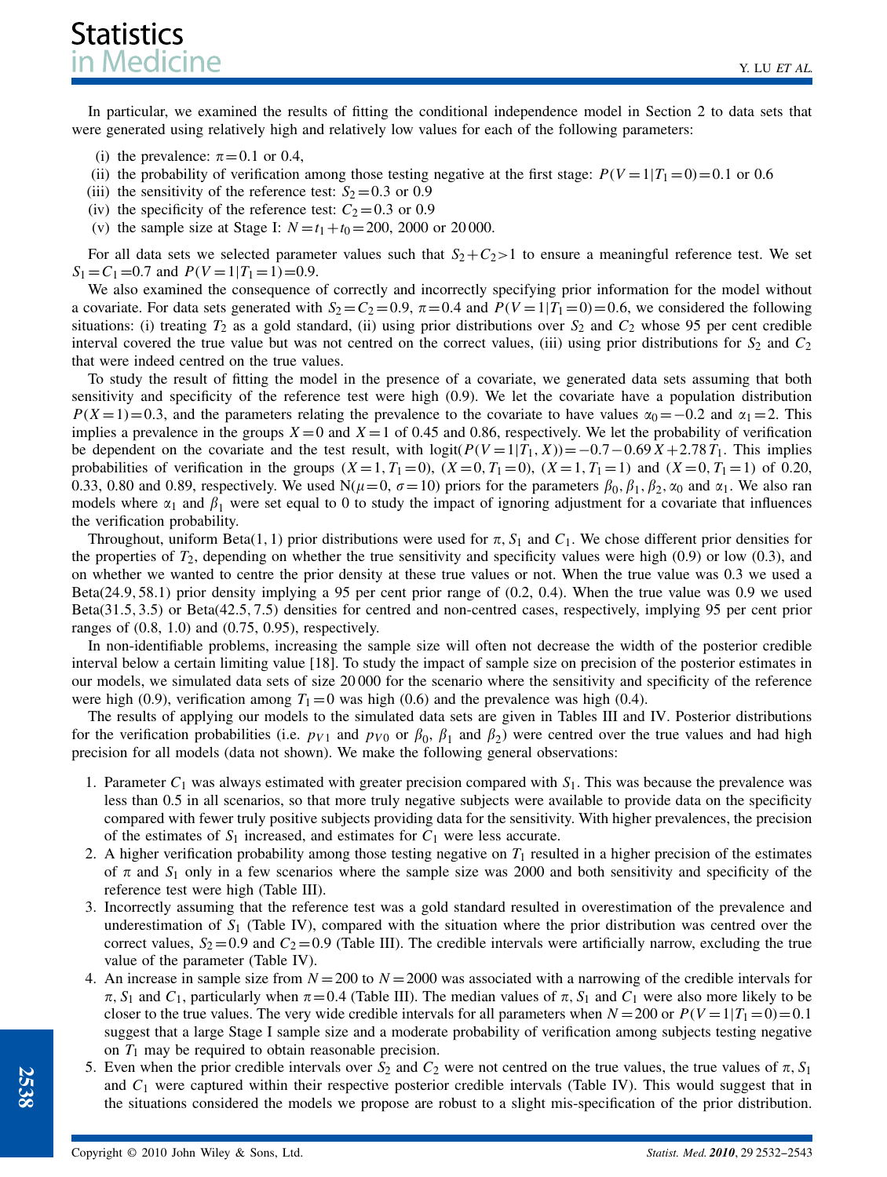In particular, we examined the results of fitting the conditional independence model in Section 2 to data sets that were generated using relatively high and relatively low values for each of the following parameters:

- (i) the prevalence: $\pi = 0.1$ or $0.4$,
- (ii) the probability of verification among those testing negative at the first stage: $P(V=1|T_1=0)=0.1$ or $0.6$
- (iii) the sensitivity of the reference test: $S_2 = 0.3$ or $0.9$
- (iv) the specificity of the reference test: $C_2 = 0.3$ or $0.9$
- (v) the sample size at Stage I: $N = t_1 + t_0 = 200$, 2000 or 20 000.

For all data sets we selected parameter values such that $S_2 + C_2 > 1$ to ensure a meaningful reference test. We set $S_1 = C_1 = 0.7$ and $P(V=1|T_1=1)=0.9$.

We also examined the consequence of correctly and incorrectly specifying prior information for the model without a covariate. For data sets generated with $S_2 = C_2 = 0.9$, $\pi = 0.4$ and $P(V=1|T_1=0)=0.6$, we considered the following situations: (i) treating $T_2$ as a gold standard, (ii) using prior distributions over $S_2$ and $C_2$ whose 95 per cent credible interval covered the true value but was not centred on the correct values, (iii) using prior distributions for $S_2$ and $C_2$ that were indeed centred on the true values.

To study the result of fitting the model in the presence of a covariate, we generated data sets assuming that both sensitivity and specificity of the reference test were high (0.9). We let the covariate have a population distribution $P(X=1)=0.3$, and the parameters relating the prevalence to the covariate to have values $\alpha_0 = -0.2$ and $\alpha_1 = 2$. This implies a prevalence in the groups $X=0$ and $X=1$ of 0.45 and 0.86, respectively. We let the probability of verification be dependent on the covariate and the test result, with $\text{logit}(P(V=1|T_1, X)) = -0.7 - 0.69X + 2.78T_1$. This implies probabilities of verification in the groups $(X=1, T_1=0)$, $(X=0, T_1=0)$, $(X=1, T_1=1)$ and $(X=0, T_1=1)$ of 0.20, 0.33, 0.80 and 0.89, respectively. We used $N(\mu=0, \sigma=10)$ priors for the parameters $\beta_0, \beta_1, \beta_2, \alpha_0$ and $\alpha_1$. We also ran models where $\alpha_1$ and $\beta_1$ were set equal to 0 to study the impact of ignoring adjustment for a covariate that influences the verification probability.

Throughout, uniform Beta(1, 1) prior distributions were used for $\pi$, $S_1$ and $C_1$. We chose different prior densities for the properties of $T_2$, depending on whether the true sensitivity and specificity values were high (0.9) or low (0.3), and on whether we wanted to centre the prior density at these true values or not. When the true value was 0.3 we used a Beta(24.9, 58.1) prior density implying a 95 per cent prior range of (0.2, 0.4). When the true value was 0.9 we used Beta(31.5, 3.5) or Beta(42.5, 7.5) densities for centred and non-centred cases, respectively, implying 95 per cent prior ranges of (0.8, 1.0) and (0.75, 0.95), respectively.

In non-identifiable problems, increasing the sample size will often not decrease the width of the posterior credible interval below a certain limiting value [18]. To study the impact of sample size on precision of the posterior estimates in our models, we simulated data sets of size 20 000 for the scenario where the sensitivity and specificity of the reference were high (0.9), verification among $T_1 = 0$ was high (0.6) and the prevalence was high (0.4).

The results of applying our models to the simulated data sets are given in Tables III and IV. Posterior distributions for the verification probabilities (i.e. $p_{V1}$ and $p_{V0}$ or $\beta_0$, $\beta_1$ and $\beta_2$) were centred over the true values and had high precision for all models (data not shown). We make the following general observations:

1. Parameter $C_1$ was always estimated with greater precision compared with $S_1$. This was because the prevalence was less than 0.5 in all scenarios, so that more truly negative subjects were available to provide data on the specificity compared with fewer truly positive subjects providing data for the sensitivity. With higher prevalences, the precision of the estimates of $S_1$ increased, and estimates for $C_1$ were less accurate.
2. A higher verification probability among those testing negative on $T_1$ resulted in a higher precision of the estimates of $\pi$ and $S_1$ only in a few scenarios where the sample size was 2000 and both sensitivity and specificity of the reference test were high (Table III).
3. Incorrectly assuming that the reference test was a gold standard resulted in overestimation of the prevalence and underestimation of $S_1$ (Table IV), compared with the situation where the prior distribution was centred over the correct values, $S_2 = 0.9$ and $C_2 = 0.9$ (Table III). The credible intervals were artificially narrow, excluding the true value of the parameter (Table IV).
4. An increase in sample size from $N = 200$ to $N = 2000$ was associated with a narrowing of the credible intervals for $\pi$, $S_1$ and $C_1$, particularly when $\pi = 0.4$ (Table III). The median values of $\pi$, $S_1$ and $C_1$ were also more likely to be closer to the true values. The very wide credible intervals for all parameters when $N = 200$ or $P(V=1|T_1=0)=0.1$ suggest that a large Stage I sample size and a moderate probability of verification among subjects testing negative on $T_1$ may be required to obtain reasonable precision.
5. Even when the prior credible intervals over $S_2$ and $C_2$ were not centred on the true values, the true values of $\pi$, $S_1$ and $C_1$ were captured within their respective posterior credible intervals (Table IV). This would suggest that in the situations considered the models we propose are robust to a slight mis-specification of the prior distribution.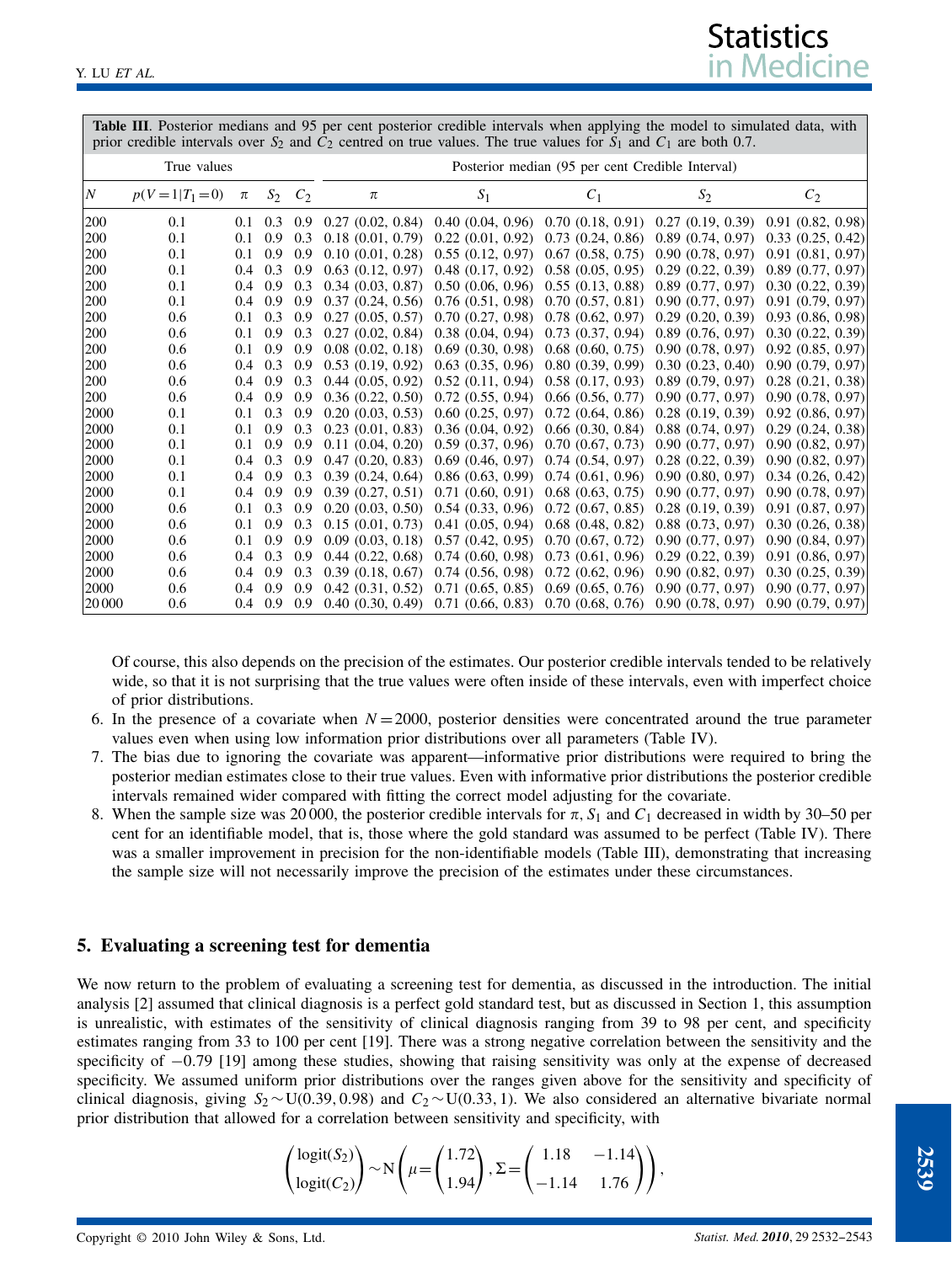**Table III**. Posterior medians and 95 per cent posterior credible intervals when applying the model to simulated data, with prior credible intervals over $S_2$ and $C_2$ centred on true values. The true values for $S_1$ and $C_1$ are both 0.7.

| True values | | | | | Posterior median (95 per cent Credible Interval) | | | | |
|---|---|---|---|---|---|---|---|---|---|
| $N$ | $p(V=1\|T_1=0)$ | $\pi$ | $S_2$ | $C_2$ | $\pi$ | $S_1$ | $C_1$ | $S_2$ | $C_2$ |
| 200 | 0.1 | 0.1 | 0.3 | 0.9 | 0.27 (0.02, 0.84) | 0.40 (0.04, 0.96) | 0.70 (0.18, 0.91) | 0.27 (0.19, 0.39) | 0.91 (0.82, 0.98) |
| 200 | 0.1 | 0.1 | 0.9 | 0.3 | 0.18 (0.01, 0.79) | 0.22 (0.01, 0.92) | 0.73 (0.24, 0.86) | 0.89 (0.74, 0.97) | 0.33 (0.25, 0.42) |
| 200 | 0.1 | 0.1 | 0.9 | 0.9 | 0.10 (0.01, 0.28) | 0.55 (0.12, 0.97) | 0.67 (0.58, 0.75) | 0.90 (0.78, 0.97) | 0.91 (0.81, 0.97) |
| 200 | 0.1 | 0.4 | 0.3 | 0.9 | 0.63 (0.12, 0.97) | 0.48 (0.17, 0.92) | 0.58 (0.05, 0.95) | 0.29 (0.22, 0.39) | 0.89 (0.77, 0.97) |
| 200 | 0.1 | 0.4 | 0.9 | 0.3 | 0.34 (0.03, 0.87) | 0.50 (0.06, 0.96) | 0.55 (0.13, 0.88) | 0.89 (0.77, 0.97) | 0.30 (0.22, 0.39) |
| 200 | 0.1 | 0.4 | 0.9 | 0.9 | 0.37 (0.24, 0.56) | 0.76 (0.51, 0.98) | 0.70 (0.57, 0.81) | 0.90 (0.77, 0.97) | 0.91 (0.79, 0.97) |
| 200 | 0.6 | 0.1 | 0.3 | 0.9 | 0.27 (0.05, 0.57) | 0.70 (0.27, 0.98) | 0.78 (0.62, 0.97) | 0.29 (0.20, 0.39) | 0.93 (0.86, 0.98) |
| 200 | 0.6 | 0.1 | 0.9 | 0.3 | 0.27 (0.02, 0.84) | 0.38 (0.04, 0.94) | 0.73 (0.37, 0.94) | 0.89 (0.76, 0.97) | 0.30 (0.22, 0.39) |
| 200 | 0.6 | 0.1 | 0.9 | 0.9 | 0.08 (0.02, 0.18) | 0.69 (0.30, 0.98) | 0.68 (0.60, 0.75) | 0.90 (0.78, 0.97) | 0.92 (0.85, 0.97) |
| 200 | 0.6 | 0.4 | 0.3 | 0.9 | 0.53 (0.19, 0.92) | 0.63 (0.35, 0.96) | 0.80 (0.39, 0.99) | 0.30 (0.23, 0.40) | 0.90 (0.79, 0.97) |
| 200 | 0.6 | 0.4 | 0.9 | 0.3 | 0.44 (0.05, 0.92) | 0.52 (0.11, 0.94) | 0.58 (0.17, 0.93) | 0.89 (0.79, 0.97) | 0.28 (0.21, 0.38) |
| 200 | 0.6 | 0.4 | 0.9 | 0.9 | 0.36 (0.22, 0.50) | 0.72 (0.55, 0.94) | 0.66 (0.56, 0.77) | 0.90 (0.77, 0.97) | 0.90 (0.78, 0.97) |
| 2000 | 0.1 | 0.1 | 0.3 | 0.9 | 0.20 (0.03, 0.53) | 0.60 (0.25, 0.97) | 0.72 (0.64, 0.86) | 0.28 (0.19, 0.39) | 0.92 (0.86, 0.97) |
| 2000 | 0.1 | 0.1 | 0.9 | 0.3 | 0.23 (0.01, 0.83) | 0.36 (0.04, 0.92) | 0.66 (0.30, 0.84) | 0.88 (0.74, 0.97) | 0.29 (0.24, 0.38) |
| 2000 | 0.1 | 0.1 | 0.9 | 0.9 | 0.11 (0.04, 0.20) | 0.59 (0.37, 0.96) | 0.70 (0.67, 0.73) | 0.90 (0.77, 0.97) | 0.90 (0.82, 0.97) |
| 2000 | 0.1 | 0.4 | 0.3 | 0.9 | 0.47 (0.20, 0.83) | 0.69 (0.46, 0.97) | 0.74 (0.54, 0.97) | 0.28 (0.22, 0.39) | 0.90 (0.82, 0.97) |
| 2000 | 0.1 | 0.4 | 0.9 | 0.3 | 0.39 (0.24, 0.64) | 0.86 (0.63, 0.99) | 0.74 (0.61, 0.96) | 0.90 (0.80, 0.97) | 0.34 (0.26, 0.42) |
| 2000 | 0.1 | 0.4 | 0.9 | 0.9 | 0.39 (0.27, 0.51) | 0.71 (0.60, 0.91) | 0.68 (0.63, 0.75) | 0.90 (0.77, 0.97) | 0.90 (0.78, 0.97) |
| 2000 | 0.6 | 0.1 | 0.3 | 0.9 | 0.20 (0.03, 0.50) | 0.54 (0.33, 0.96) | 0.72 (0.67, 0.85) | 0.28 (0.19, 0.39) | 0.91 (0.87, 0.97) |
| 2000 | 0.6 | 0.1 | 0.9 | 0.3 | 0.15 (0.01, 0.73) | 0.41 (0.05, 0.94) | 0.68 (0.48, 0.82) | 0.88 (0.73, 0.97) | 0.30 (0.26, 0.38) |
| 2000 | 0.6 | 0.1 | 0.9 | 0.9 | 0.09 (0.03, 0.18) | 0.57 (0.42, 0.95) | 0.70 (0.67, 0.72) | 0.90 (0.77, 0.97) | 0.90 (0.84, 0.97) |
| 2000 | 0.6 | 0.4 | 0.3 | 0.9 | 0.44 (0.22, 0.68) | 0.74 (0.60, 0.98) | 0.73 (0.61, 0.96) | 0.29 (0.22, 0.39) | 0.91 (0.86, 0.97) |
| 2000 | 0.6 | 0.4 | 0.9 | 0.3 | 0.39 (0.18, 0.67) | 0.74 (0.56, 0.98) | 0.72 (0.62, 0.96) | 0.90 (0.82, 0.97) | 0.30 (0.25, 0.39) |
| 2000 | 0.6 | 0.4 | 0.9 | 0.9 | 0.42 (0.31, 0.52) | 0.71 (0.65, 0.85) | 0.69 (0.65, 0.76) | 0.90 (0.77, 0.97) | 0.90 (0.77, 0.97) |
| 20 000 | 0.6 | 0.4 | 0.9 | 0.9 | 0.40 (0.30, 0.49) | 0.71 (0.66, 0.83) | 0.70 (0.68, 0.76) | 0.90 (0.78, 0.97) | 0.90 (0.79, 0.97) |

Of course, this also depends on the precision of the estimates. Our posterior credible intervals tended to be relatively wide, so that it is not surprising that the true values were often inside of these intervals, even with imperfect choice of prior distributions.

6. In the presence of a covariate when $N = 2000$, posterior densities were concentrated around the true parameter values even when using low information prior distributions over all parameters (Table IV).
7. The bias due to ignoring the covariate was apparent—informative prior distributions were required to bring the posterior median estimates close to their true values. Even with informative prior distributions the posterior credible intervals remained wider compared with fitting the correct model adjusting for the covariate.
8. When the sample size was 20 000, the posterior credible intervals for $\pi$, $S_1$ and $C_1$ decreased in width by 30–50 per cent for an identifiable model, that is, those where the gold standard was assumed to be perfect (Table IV). There was a smaller improvement in precision for the non-identifiable models (Table III), demonstrating that increasing the sample size will not necessarily improve the precision of the estimates under these circumstances.

## 5. Evaluating a screening test for dementia

We now return to the problem of evaluating a screening test for dementia, as discussed in the introduction. The initial analysis [2] assumed that clinical diagnosis is a perfect gold standard test, but as discussed in Section 1, this assumption is unrealistic, with estimates of the sensitivity of clinical diagnosis ranging from 39 to 98 per cent, and specificity estimates ranging from 33 to 100 per cent [19]. There was a strong negative correlation between the sensitivity and the specificity of −0.79 [19] among these studies, showing that raising sensitivity was only at the expense of decreased specificity. We assumed uniform prior distributions over the ranges given above for the sensitivity and specificity of clinical diagnosis, giving $S_2 \sim \mathrm{U}(0.39, 0.98)$ and $C_2 \sim \mathrm{U}(0.33, 1)$. We also considered an alternative bivariate normal prior distribution that allowed for a correlation between sensitivity and specificity, with

$$\begin{pmatrix} \mathrm{logit}(S_2) \\ \mathrm{logit}(C_2) \end{pmatrix} \sim \mathrm{N}\left( \mu = \begin{pmatrix} 1.72 \\ 1.94 \end{pmatrix}, \Sigma = \begin{pmatrix} 1.18 & -1.14 \\ -1.14 & 1.76 \end{pmatrix} \right),$$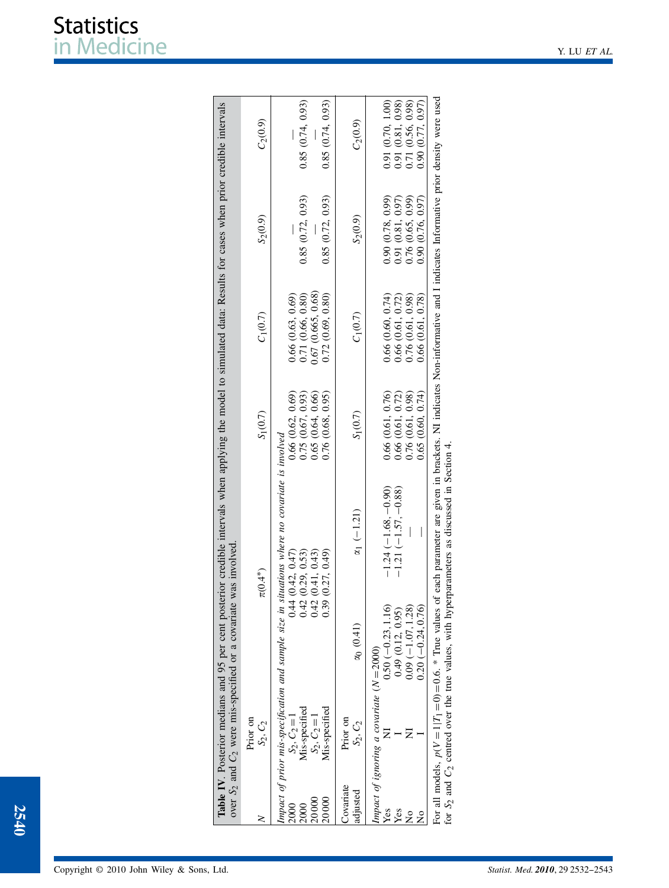**Table IV**. Posterior medians and 95 per cent posterior credible intervals when applying the model to simulated data: Results for cases when prior credible intervals over $S_2$ and $C_2$ were mis-specified or a covariate was involved.

| $N$ | Prior on $S_2, C_2$ | $\pi(0.4^*)$ | $S_1(0.7)$ | $C_1(0.7)$ | $S_2(0.9)$ | $C_2(0.9)$ |
|---|---|---|---|---|---|---|
| *Impact of prior mis-specification and sample size in situations where no covariate is involved* | | | | | | |
| 2000 | $S_2, C_2=1$ | 0.44 (0.42, 0.47) | 0.66 (0.62, 0.69) | 0.66 (0.63, 0.69) | — | — |
| 2000 | Mis-specified | 0.42 (0.29, 0.53) | 0.75 (0.67, 0.93) | 0.71 (0.66, 0.80) | 0.85 (0.72, 0.93) | 0.85 (0.74, 0.93) |
| 20000 | $S_2, C_2=1$ | 0.42 (0.41, 0.43) | 0.65 (0.64, 0.66) | 0.67 (0.665, 0.68) | — | — |
| 20000 | Mis-specified | 0.39 (0.27, 0.49) | 0.76 (0.68, 0.95) | 0.72 (0.69, 0.80) | 0.85 (0.72, 0.93) | 0.85 (0.74, 0.93) |

| Covariate adjusted | Prior on $S_2, C_2$ | $\alpha_0$ (0.41) | $\alpha_1$ (−1.21) | $S_1(0.7)$ | $C_1(0.7)$ | $S_2(0.9)$ | $C_2(0.9)$ |
|---|---|---|---|---|---|---|---|
| *Impact of ignoring a covariate ($N=2000$)* | | | | | | | |
| Yes | NI | 0.50 (−0.23, 1.16) | −1.24 (−1.68, −0.90) | 0.66 (0.61, 0.76) | 0.66 (0.60, 0.74) | 0.90 (0.78, 0.99) | 0.91 (0.70, 1.00) |
| Yes | I | 0.49 (0.12, 0.95) | −1.21 (−1.57, −0.88) | 0.66 (0.61, 0.72) | 0.66 (0.61, 0.72) | 0.91 (0.81, 0.97) | 0.91 (0.81, 0.98) |
| No | NI | 0.09 (−1.07, 1.28) | — | 0.76 (0.61, 0.98) | 0.76 (0.61, 0.98) | 0.76 (0.65, 0.99) | 0.71 (0.56, 0.98) |
| No | I | 0.20 (−0.24, 0.76) | — | 0.65 (0.60, 0.74) | 0.66 (0.61, 0.78) | 0.90 (0.76, 0.97) | 0.90 (0.77, 0.97) |

For all models, $p(V=1|T_1=0)=0.6$. * True values of each parameter are given in brackets. NI indicates Non-informative and I indicates Informative prior density were used for $S_2$ and $C_2$ centred over the true values, with hyperparameters as discussed in Section 4.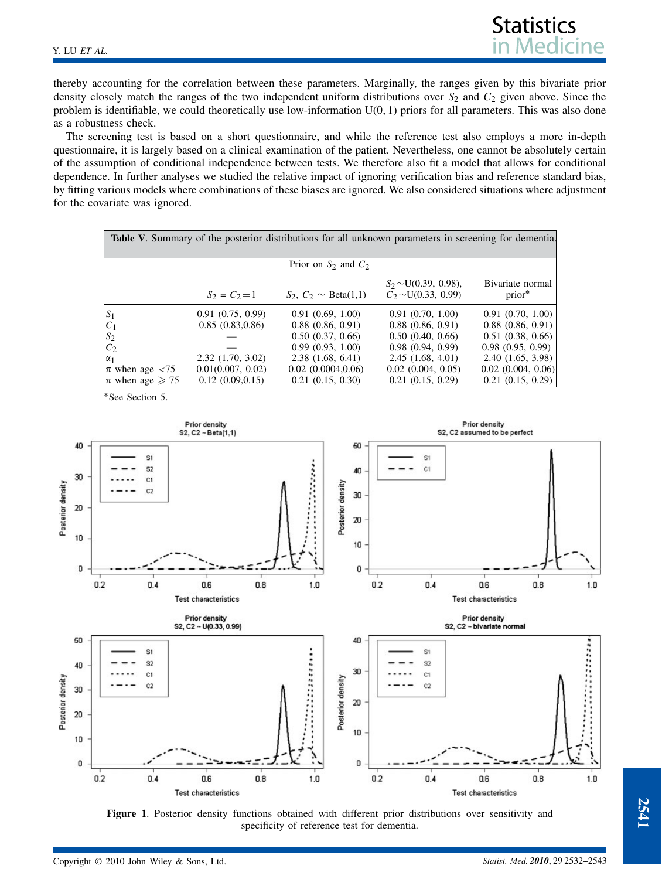thereby accounting for the correlation between these parameters. Marginally, the ranges given by this bivariate prior density closely match the ranges of the two independent uniform distributions over $S_2$ and $C_2$ given above. Since the problem is identifiable, we could theoretically use low-information U(0, 1) priors for all parameters. This was also done as a robustness check.

The screening test is based on a short questionnaire, and while the reference test also employs a more in-depth questionnaire, it is largely based on a clinical examination of the patient. Nevertheless, one cannot be absolutely certain of the assumption of conditional independence between tests. We therefore also fit a model that allows for conditional dependence. In further analyses we studied the relative impact of ignoring verification bias and reference standard bias, by fitting various models where combinations of these biases are ignored. We also considered situations where adjustment for the covariate was ignored.

**Table V**. Summary of the posterior distributions for all unknown parameters in screening for dementia.

| | Prior on $S_2$ and $C_2$ | | | |
|---|---|---|---|---|
| | $S_2 = C_2 = 1$ | $S_2$, $C_2$ ~ Beta(1,1) | $S_2$~U(0.39, 0.98), $C_2$~U(0.33, 0.99) | Bivariate normal prior* |
| $S_1$ | 0.91 (0.75, 0.99) | 0.91 (0.69, 1.00) | 0.91 (0.70, 1.00) | 0.91 (0.70, 1.00) |
| $C_1$ | 0.85 (0.83,0.86) | 0.88 (0.86, 0.91) | 0.88 (0.86, 0.91) | 0.88 (0.86, 0.91) |
| $S_2$ | — | 0.50 (0.37, 0.66) | 0.50 (0.40, 0.66) | 0.51 (0.38, 0.66) |
| $C_2$ | — | 0.99 (0.93, 1.00) | 0.98 (0.94, 0.99) | 0.98 (0.95, 0.99) |
| $\alpha_1$ | 2.32 (1.70, 3.02) | 2.38 (1.68, 6.41) | 2.45 (1.68, 4.01) | 2.40 (1.65, 3.98) |
| $\pi$ when age <75 | 0.01(0.007, 0.02) | 0.02 (0.0004,0.06) | 0.02 (0.004, 0.05) | 0.02 (0.004, 0.06) |
| $\pi$ when age $\geqslant$ 75 | 0.12 (0.09,0.15) | 0.21 (0.15, 0.30) | 0.21 (0.15, 0.29) | 0.21 (0.15, 0.29) |

*See Section 5.

**Figure 1**. Posterior density functions obtained with different prior distributions over sensitivity and specificity of reference test for dementia.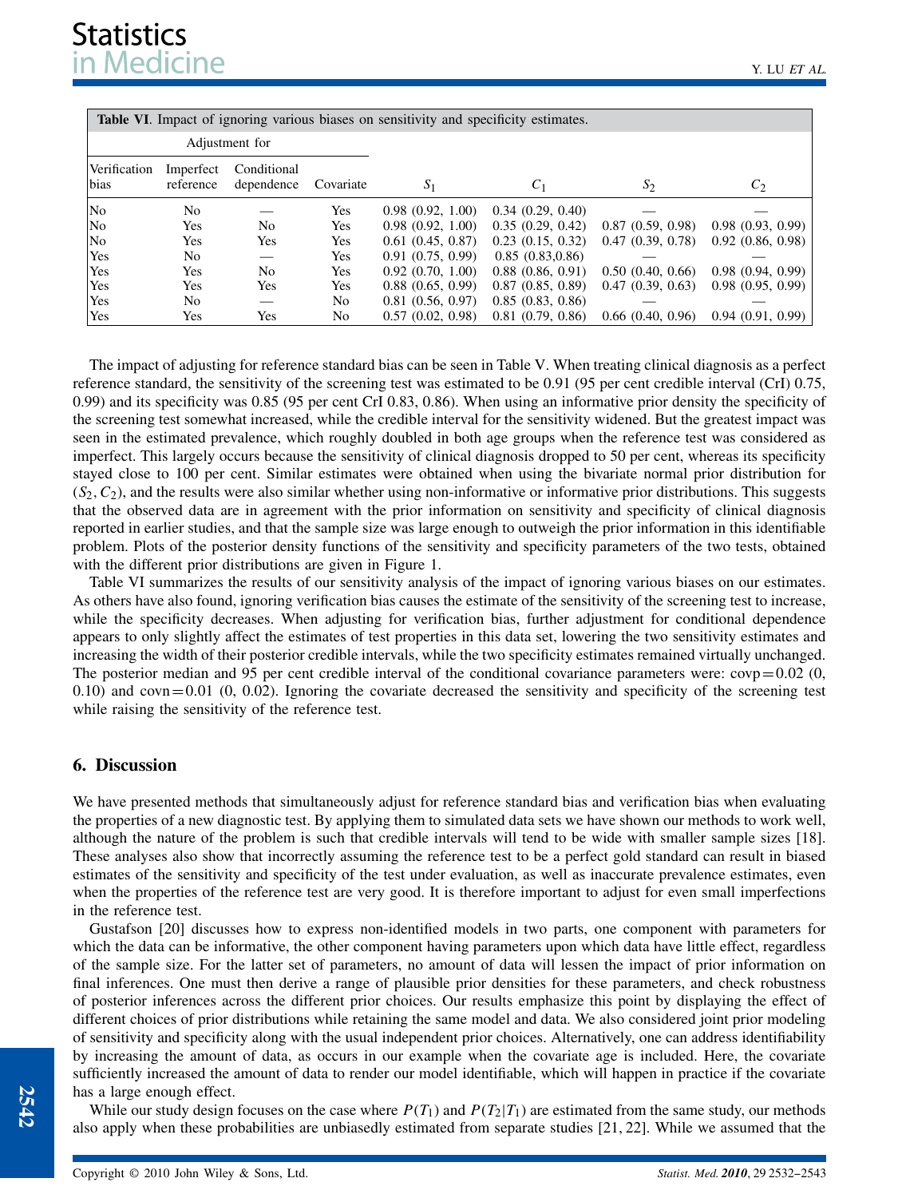**Table VI**. Impact of ignoring various biases on sensitivity and specificity estimates.

| Adjustment for | | | | | | | |
|---|---|---|---|---|---|---|---|
| Verification bias | Imperfect reference | Conditional dependence | Covariate | $S_1$ | $C_1$ | $S_2$ | $C_2$ |
| No | No | — | Yes | 0.98 (0.92, 1.00) | 0.34 (0.29, 0.40) | — | — |
| No | Yes | No | Yes | 0.98 (0.92, 1.00) | 0.35 (0.29, 0.42) | 0.87 (0.59, 0.98) | 0.98 (0.93, 0.99) |
| No | Yes | Yes | Yes | 0.61 (0.45, 0.87) | 0.23 (0.15, 0.32) | 0.47 (0.39, 0.78) | 0.92 (0.86, 0.98) |
| Yes | No | — | Yes | 0.91 (0.75, 0.99) | 0.85 (0.83,0.86) | — | — |
| Yes | Yes | No | Yes | 0.92 (0.70, 1.00) | 0.88 (0.86, 0.91) | 0.50 (0.40, 0.66) | 0.98 (0.94, 0.99) |
| Yes | Yes | Yes | Yes | 0.88 (0.65, 0.99) | 0.87 (0.85, 0.89) | 0.47 (0.39, 0.63) | 0.98 (0.95, 0.99) |
| Yes | No | — | No | 0.81 (0.56, 0.97) | 0.85 (0.83, 0.86) | — | — |
| Yes | Yes | Yes | No | 0.57 (0.02, 0.98) | 0.81 (0.79, 0.86) | 0.66 (0.40, 0.96) | 0.94 (0.91, 0.99) |

The impact of adjusting for reference standard bias can be seen in Table V. When treating clinical diagnosis as a perfect reference standard, the sensitivity of the screening test was estimated to be 0.91 (95 per cent credible interval (CrI) 0.75, 0.99) and its specificity was 0.85 (95 per cent CrI 0.83, 0.86). When using an informative prior density the specificity of the screening test somewhat increased, while the credible interval for the sensitivity widened. But the greatest impact was seen in the estimated prevalence, which roughly doubled in both age groups when the reference test was considered as imperfect. This largely occurs because the sensitivity of clinical diagnosis dropped to 50 per cent, whereas its specificity stayed close to 100 per cent. Similar estimates were obtained when using the bivariate normal prior distribution for $(S_2, C_2)$, and the results were also similar whether using non-informative or informative prior distributions. This suggests that the observed data are in agreement with the prior information on sensitivity and specificity of clinical diagnosis reported in earlier studies, and that the sample size was large enough to outweigh the prior information in this identifiable problem. Plots of the posterior density functions of the sensitivity and specificity parameters of the two tests, obtained with the different prior distributions are given in Figure 1.

Table VI summarizes the results of our sensitivity analysis of the impact of ignoring various biases on our estimates. As others have also found, ignoring verification bias causes the estimate of the sensitivity of the screening test to increase, while the specificity decreases. When adjusting for verification bias, further adjustment for conditional dependence appears to only slightly affect the estimates of test properties in this data set, lowering the two sensitivity estimates and increasing the width of their posterior credible intervals, while the two specificity estimates remained virtually unchanged. The posterior median and 95 per cent credible interval of the conditional covariance parameters were: covp$=$0.02 (0, 0.10) and covn$=$0.01 (0, 0.02). Ignoring the covariate decreased the sensitivity and specificity of the screening test while raising the sensitivity of the reference test.

## 6. Discussion

We have presented methods that simultaneously adjust for reference standard bias and verification bias when evaluating the properties of a new diagnostic test. By applying them to simulated data sets we have shown our methods to work well, although the nature of the problem is such that credible intervals will tend to be wide with smaller sample sizes [18]. These analyses also show that incorrectly assuming the reference test to be a perfect gold standard can result in biased estimates of the sensitivity and specificity of the test under evaluation, as well as inaccurate prevalence estimates, even when the properties of the reference test are very good. It is therefore important to adjust for even small imperfections in the reference test.

Gustafson [20] discusses how to express non-identified models in two parts, one component with parameters for which the data can be informative, the other component having parameters upon which data have little effect, regardless of the sample size. For the latter set of parameters, no amount of data will lessen the impact of prior information on final inferences. One must then derive a range of plausible prior densities for these parameters, and check robustness of posterior inferences across the different prior choices. Our results emphasize this point by displaying the effect of different choices of prior distributions while retaining the same model and data. We also considered joint prior modeling of sensitivity and specificity along with the usual independent prior choices. Alternatively, one can address identifiability by increasing the amount of data, as occurs in our example when the covariate age is included. Here, the covariate sufficiently increased the amount of data to render our model identifiable, which will happen in practice if the covariate has a large enough effect.

While our study design focuses on the case where $P(T_1)$ and $P(T_2|T_1)$ are estimated from the same study, our methods also apply when these probabilities are unbiasedly estimated from separate studies [21, 22]. While we assumed that the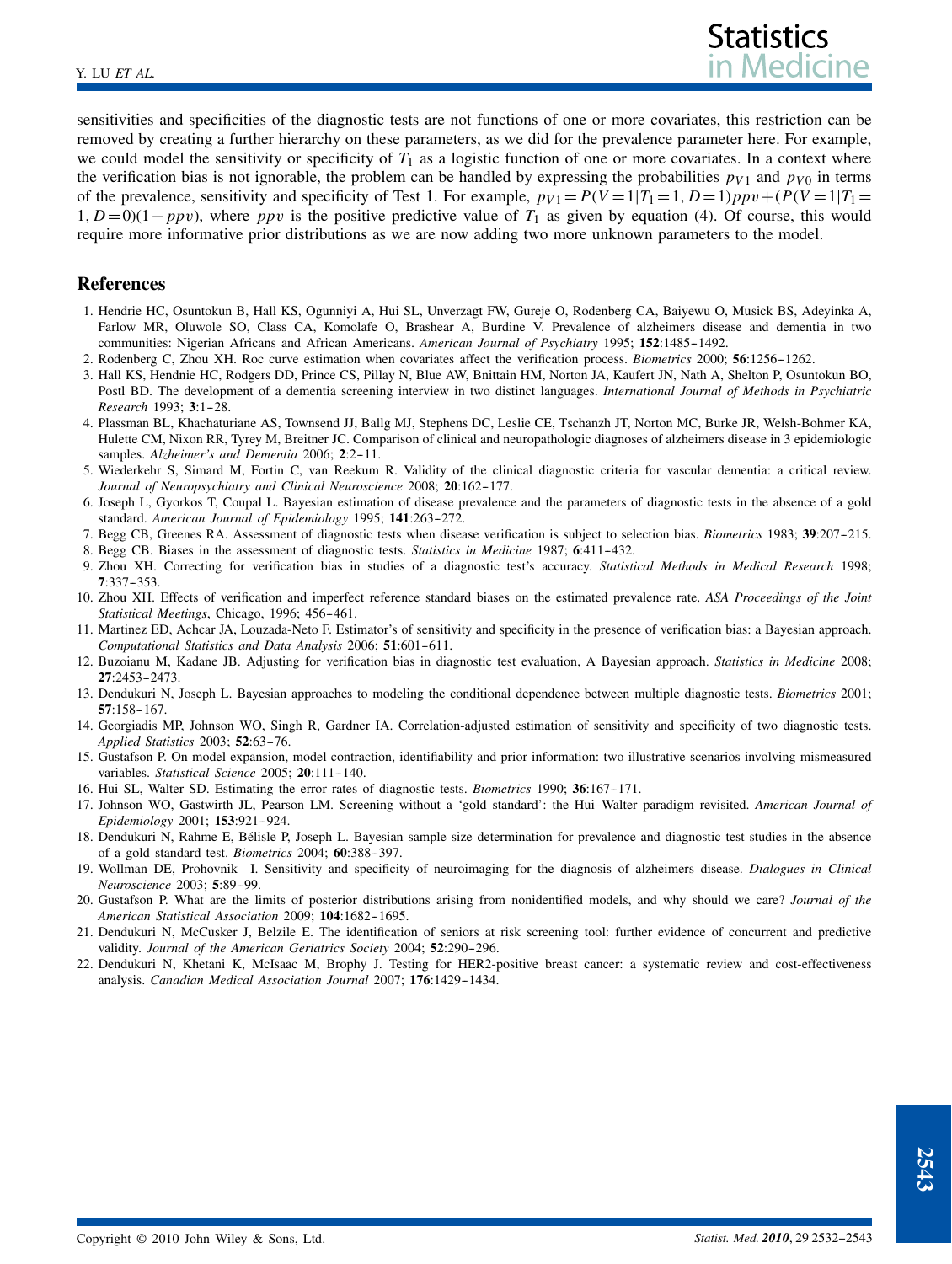sensitivities and specificities of the diagnostic tests are not functions of one or more covariates, this restriction can be removed by creating a further hierarchy on these parameters, as we did for the prevalence parameter here. For example, we could model the sensitivity or specificity of $T_1$ as a logistic function of one or more covariates. In a context where the verification bias is not ignorable, the problem can be handled by expressing the probabilities $p_{V1}$ and $p_{V0}$ in terms of the prevalence, sensitivity and specificity of Test 1. For example, $p_{V1} = P(V=1|T_1=1, D=1)ppv + (P(V=1|T_1=1, D=0)(1-ppv)$, where $ppv$ is the positive predictive value of $T_1$ as given by equation (4). Of course, this would require more informative prior distributions as we are now adding two more unknown parameters to the model.

## References

1. Hendrie HC, Osuntokun B, Hall KS, Ogunniyi A, Hui SL, Unverzagt FW, Gureje O, Rodenberg CA, Baiyewu O, Musick BS, Adeyinka A, Farlow MR, Oluwole SO, Class CA, Komolafe O, Brashear A, Burdine V. Prevalence of alzheimers disease and dementia in two communities: Nigerian Africans and African Americans. *American Journal of Psychiatry* 1995; **152**:1485–1492.
2. Rodenberg C, Zhou XH. Roc curve estimation when covariates affect the verification process. *Biometrics* 2000; **56**:1256–1262.
3. Hall KS, Hendnie HC, Rodgers DD, Prince CS, Pillay N, Blue AW, Bnittain HM, Norton JA, Kaufert JN, Nath A, Shelton P, Osuntokun BO, Postl BD. The development of a dementia screening interview in two distinct languages. *International Journal of Methods in Psychiatric Research* 1993; **3**:1–28.
4. Plassman BL, Khachaturiane AS, Townsend JJ, Ballg MJ, Stephens DC, Leslie CE, Tschanzh JT, Norton MC, Burke JR, Welsh-Bohmer KA, Hulette CM, Nixon RR, Tyrey M, Breitner JC. Comparison of clinical and neuropathologic diagnoses of alzheimers disease in 3 epidemiologic samples. *Alzheimer's and Dementia* 2006; **2**:2–11.
5. Wiederkehr S, Simard M, Fortin C, van Reekum R. Validity of the clinical diagnostic criteria for vascular dementia: a critical review. *Journal of Neuropsychiatry and Clinical Neuroscience* 2008; **20**:162–177.
6. Joseph L, Gyorkos T, Coupal L. Bayesian estimation of disease prevalence and the parameters of diagnostic tests in the absence of a gold standard. *American Journal of Epidemiology* 1995; **141**:263–272.
7. Begg CB, Greenes RA. Assessment of diagnostic tests when disease verification is subject to selection bias. *Biometrics* 1983; **39**:207–215.
8. Begg CB. Biases in the assessment of diagnostic tests. *Statistics in Medicine* 1987; **6**:411–432.
9. Zhou XH. Correcting for verification bias in studies of a diagnostic test's accuracy. *Statistical Methods in Medical Research* 1998; **7**:337–353.
10. Zhou XH. Effects of verification and imperfect reference standard biases on the estimated prevalence rate. *ASA Proceedings of the Joint Statistical Meetings*, Chicago, 1996; 456–461.
11. Martinez ED, Achcar JA, Louzada-Neto F. Estimator's of sensitivity and specificity in the presence of verification bias: a Bayesian approach. *Computational Statistics and Data Analysis* 2006; **51**:601–611.
12. Buzoianu M, Kadane JB. Adjusting for verification bias in diagnostic test evaluation, A Bayesian approach. *Statistics in Medicine* 2008; **27**:2453–2473.
13. Dendukuri N, Joseph L. Bayesian approaches to modeling the conditional dependence between multiple diagnostic tests. *Biometrics* 2001; **57**:158–167.
14. Georgiadis MP, Johnson WO, Singh R, Gardner IA. Correlation-adjusted estimation of sensitivity and specificity of two diagnostic tests. *Applied Statistics* 2003; **52**:63–76.
15. Gustafson P. On model expansion, model contraction, identifiability and prior information: two illustrative scenarios involving mismeasured variables. *Statistical Science* 2005; **20**:111–140.
16. Hui SL, Walter SD. Estimating the error rates of diagnostic tests. *Biometrics* 1990; **36**:167–171.
17. Johnson WO, Gastwirth JL, Pearson LM. Screening without a 'gold standard': the Hui–Walter paradigm revisited. *American Journal of Epidemiology* 2001; **153**:921–924.
18. Dendukuri N, Rahme E, Bélisle P, Joseph L. Bayesian sample size determination for prevalence and diagnostic test studies in the absence of a gold standard test. *Biometrics* 2004; **60**:388–397.
19. Wollman DE, Prohovnik I. Sensitivity and specificity of neuroimaging for the diagnosis of alzheimers disease. *Dialogues in Clinical Neuroscience* 2003; **5**:89–99.
20. Gustafson P. What are the limits of posterior distributions arising from nonidentified models, and why should we care? *Journal of the American Statistical Association* 2009; **104**:1682–1695.
21. Dendukuri N, McCusker J, Belzile E. The identification of seniors at risk screening tool: further evidence of concurrent and predictive validity. *Journal of the American Geriatrics Society* 2004; **52**:290–296.
22. Dendukuri N, Khetani K, McIsaac M, Brophy J. Testing for HER2-positive breast cancer: a systematic review and cost-effectiveness analysis. *Canadian Medical Association Journal* 2007; **176**:1429–1434.